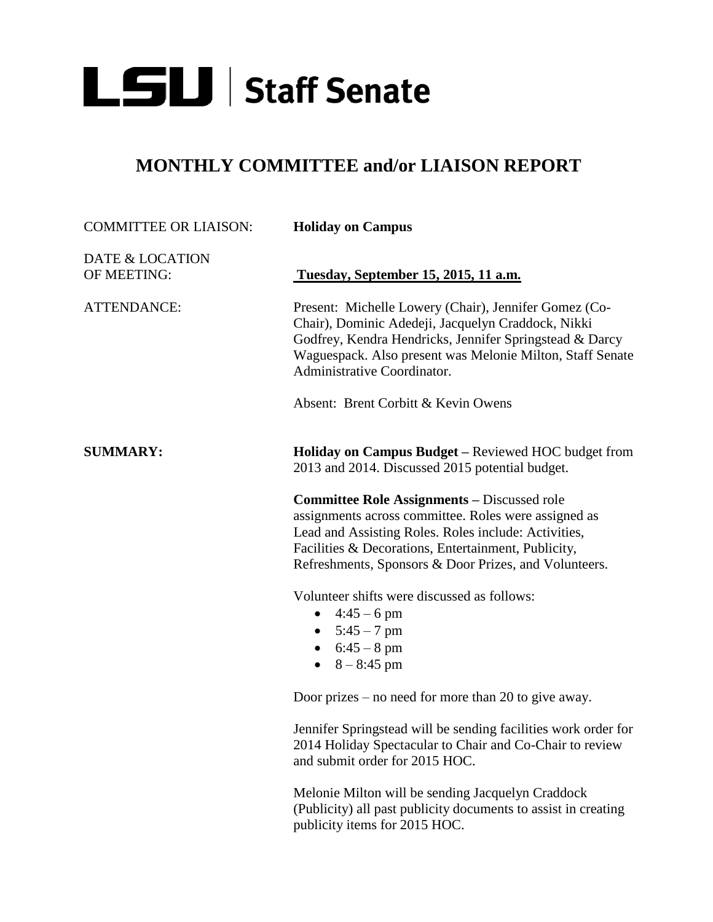# LSU | Staff Senate

## MONTHLY COMMITTEE and/or LIAISON REPORT

COMMITTEE OR LIAISON: **Holiday on Campus**

DATE & LOCATION OF MEETING: **Tuesday, September 15, 2015, 11 a.m.**

ATTENDANCE: Present: Michelle Lowery (Chair), Jennifer Gomez (Co-Chair), Dominic Adedeji, Jacquelyn Craddock, Nikki Godfrey, Kendra Hendricks, Jennifer Springstead & Darcy Waguespack. Also present was Melonie Milton, Staff Senate Administrative Coordinator.

Absent: Brent Corbitt & Kevin Owens

**SUMMARY:**

**Holiday on Campus Budget –** Reviewed HOC budget from 2013 and 2014. Discussed 2015 potential budget.

**Committee Role Assignments –** Discussed role assignments across committee. Roles were assigned as Lead and Assisting Roles. Roles include: Activities, Facilities & Decorations, Entertainment, Publicity, Refreshments, Sponsors & Door Prizes, and Volunteers.

Volunteer shifts were discussed as follows:

- 4:45 – 6 pm
- 5:45 – 7 pm
- 6:45 – 8 pm
- 8 – 8:45 pm

Door prizes – no need for more than 20 to give away.

Jennifer Springstead will be sending facilities work order for 2014 Holiday Spectacular to Chair and Co-Chair to review and submit order for 2015 HOC.

Melonie Milton will be sending Jacquelyn Craddock (Publicity) all past publicity documents to assist in creating publicity items for 2015 HOC.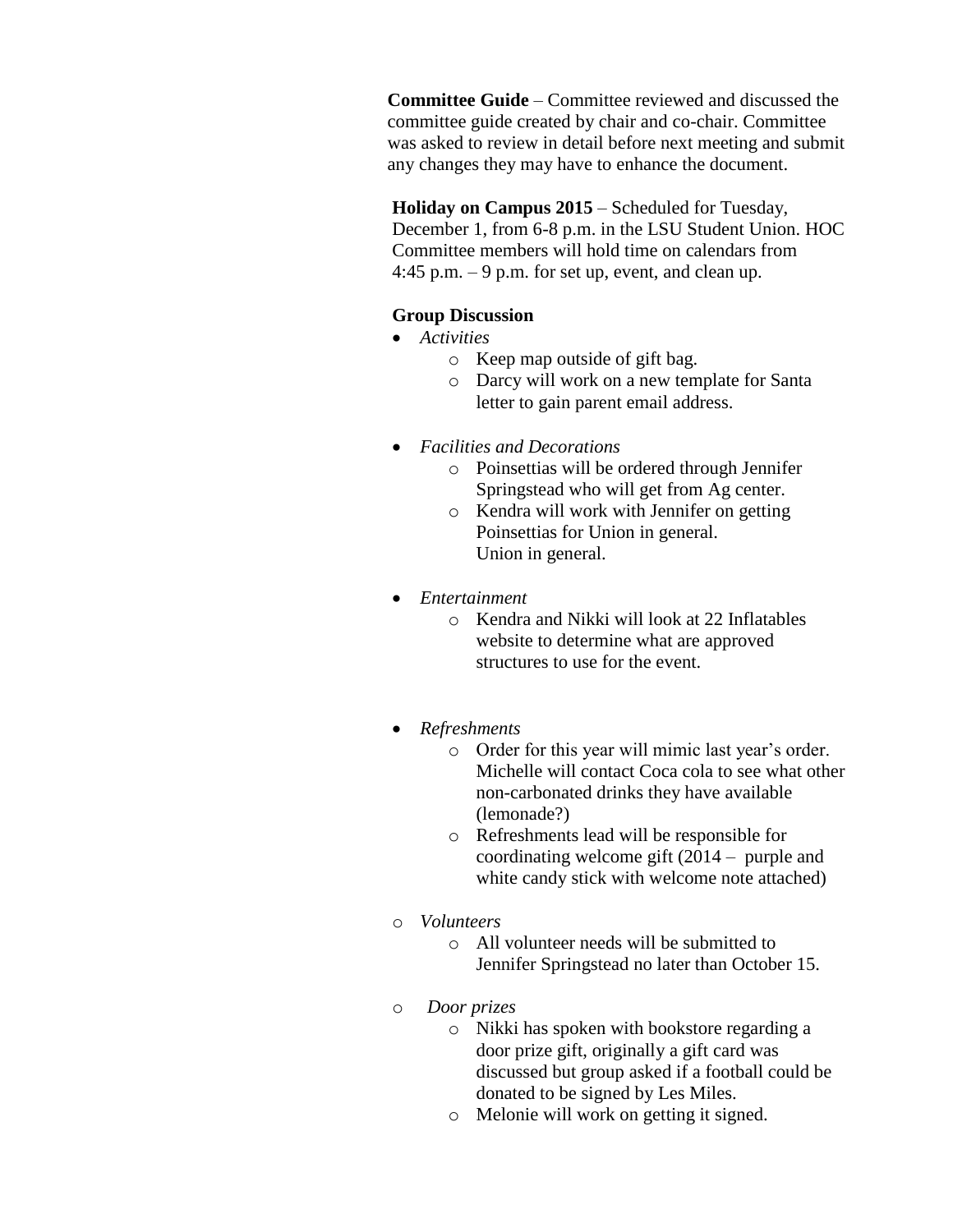**Committee Guide** – Committee reviewed and discussed the committee guide created by chair and co-chair. Committee was asked to review in detail before next meeting and submit any changes they may have to enhance the document.

**Holiday on Campus 2015** – Scheduled for Tuesday, December 1, from 6-8 p.m. in the LSU Student Union. HOC Committee members will hold time on calendars from 4:45 p.m. – 9 p.m. for set up, event, and clean up.

**Group Discussion**

- *Activities*
  - Keep map outside of gift bag.
  - Darcy will work on a new template for Santa letter to gain parent email address.

- *Facilities and Decorations*
  - Poinsettias will be ordered through Jennifer Springstead who will get from Ag center.
  - Kendra will work with Jennifer on getting Poinsettias for Union in general. Union in general.

- *Entertainment*
  - Kendra and Nikki will look at 22 Inflatables website to determine what are approved structures to use for the event.

- *Refreshments*
  - Order for this year will mimic last year's order. Michelle will contact Coca cola to see what other non-carbonated drinks they have available (lemonade?)
  - Refreshments lead will be responsible for coordinating welcome gift (2014 – purple and white candy stick with welcome note attached)

- *Volunteers*
  - All volunteer needs will be submitted to Jennifer Springstead no later than October 15.

- *Door prizes*
  - Nikki has spoken with bookstore regarding a door prize gift, originally a gift card was discussed but group asked if a football could be donated to be signed by Les Miles.
  - Melonie will work on getting it signed.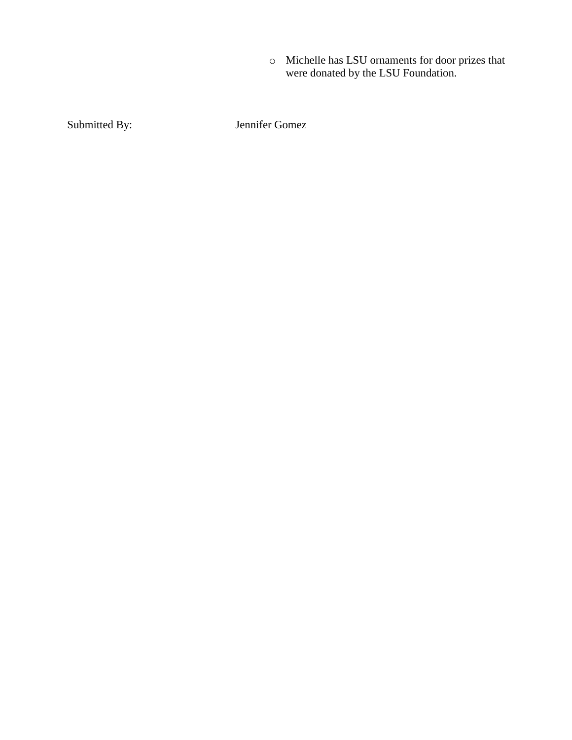- Michelle has LSU ornaments for door prizes that were donated by the LSU Foundation.

Submitted By: Jennifer Gomez